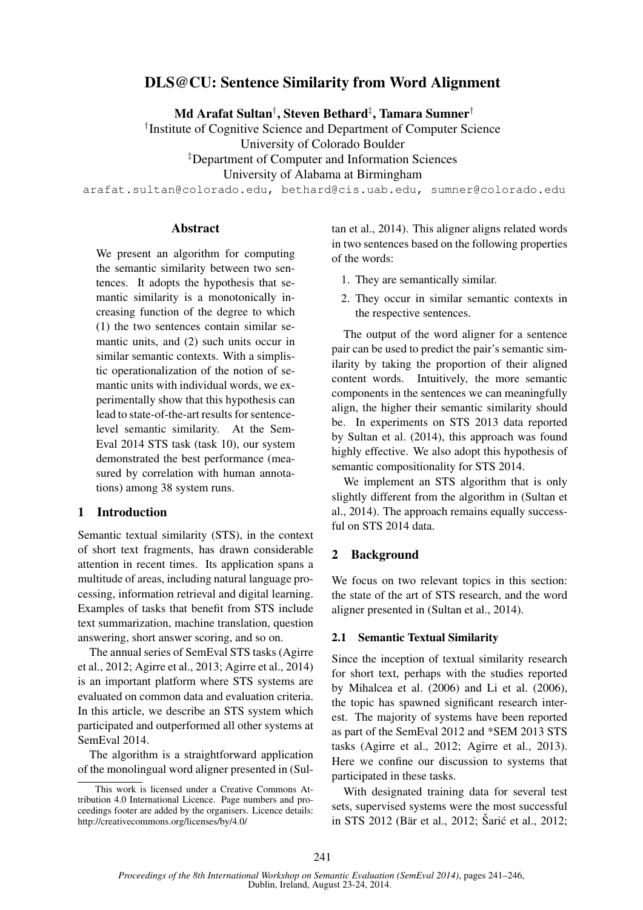# DLS@CU: Sentence Similarity from Word Alignment

**Md Arafat Sultan**[†], **Steven Bethard**[‡], **Tamara Sumner**[†]

[†]Institute of Cognitive Science and Department of Computer Science
University of Colorado Boulder
[‡]Department of Computer and Information Sciences
University of Alabama at Birmingham

arafat.sultan@colorado.edu, bethard@cis.uab.edu, sumner@colorado.edu

## Abstract

We present an algorithm for computing the semantic similarity between two sentences. It adopts the hypothesis that semantic similarity is a monotonically increasing function of the degree to which (1) the two sentences contain similar semantic units, and (2) such units occur in similar semantic contexts. With a simplistic operationalization of the notion of semantic units with individual words, we experimentally show that this hypothesis can lead to state-of-the-art results for sentence-level semantic similarity. At the SemEval 2014 STS task (task 10), our system demonstrated the best performance (measured by correlation with human annotations) among 38 system runs.

## 1 Introduction

Semantic textual similarity (STS), in the context of short text fragments, has drawn considerable attention in recent times. Its application spans a multitude of areas, including natural language processing, information retrieval and digital learning. Examples of tasks that benefit from STS include text summarization, machine translation, question answering, short answer scoring, and so on.

The annual series of SemEval STS tasks (Agirre et al., 2012; Agirre et al., 2013; Agirre et al., 2014) is an important platform where STS systems are evaluated on common data and evaluation criteria. In this article, we describe an STS system which participated and outperformed all other systems at SemEval 2014.

The algorithm is a straightforward application of the monolingual word aligner presented in (Sultan et al., 2014). This aligner aligns related words in two sentences based on the following properties of the words:

1. They are semantically similar.
2. They occur in similar semantic contexts in the respective sentences.

The output of the word aligner for a sentence pair can be used to predict the pair's semantic similarity by taking the proportion of their aligned content words. Intuitively, the more semantic components in the sentences we can meaningfully align, the higher their semantic similarity should be. In experiments on STS 2013 data reported by Sultan et al. (2014), this approach was found highly effective. We also adopt this hypothesis of semantic compositionality for STS 2014.

We implement an STS algorithm that is only slightly different from the algorithm in (Sultan et al., 2014). The approach remains equally successful on STS 2014 data.

## 2 Background

We focus on two relevant topics in this section: the state of the art of STS research, and the word aligner presented in (Sultan et al., 2014).

### 2.1 Semantic Textual Similarity

Since the inception of textual similarity research for short text, perhaps with the studies reported by Mihalcea et al. (2006) and Li et al. (2006), the topic has spawned significant research interest. The majority of systems have been reported as part of the SemEval 2012 and *SEM 2013 STS tasks (Agirre et al., 2012; Agirre et al., 2013). Here we confine our discussion to systems that participated in these tasks.

With designated training data for several test sets, supervised systems were the most successful in STS 2012 (Bär et al., 2012; Šarić et al., 2012;

This work is licensed under a Creative Commons Attribution 4.0 International Licence. Page numbers and proceedings footer are added by the organisers. Licence details: http://creativecommons.org/licenses/by/4.0/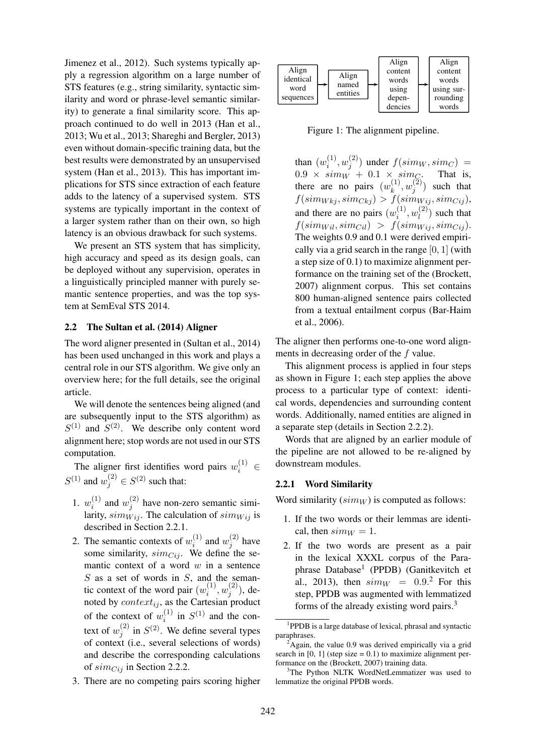Jimenez et al., 2012). Such systems typically apply a regression algorithm on a large number of STS features (e.g., string similarity, syntactic similarity and word or phrase-level semantic similarity) to generate a final similarity score. This approach continued to do well in 2013 (Han et al., 2013; Wu et al., 2013; Shareghi and Bergler, 2013) even without domain-specific training data, but the best results were demonstrated by an unsupervised system (Han et al., 2013). This has important implications for STS since extraction of each feature adds to the latency of a supervised system. STS systems are typically important in the context of a larger system rather than on their own, so high latency is an obvious drawback for such systems.

We present an STS system that has simplicity, high accuracy and speed as its design goals, can be deployed without any supervision, operates in a linguistically principled manner with purely semantic sentence properties, and was the top system at SemEval STS 2014.

### 2.2 The Sultan et al. (2014) Aligner

The word aligner presented in (Sultan et al., 2014) has been used unchanged in this work and plays a central role in our STS algorithm. We give only an overview here; for the full details, see the original article.

We will denote the sentences being aligned (and are subsequently input to the STS algorithm) as $S^{(1)}$ and $S^{(2)}$. We describe only content word alignment here; stop words are not used in our STS computation.

The aligner first identifies word pairs $w_i^{(1)} \in S^{(1)}$ and $w_j^{(2)} \in S^{(2)}$ such that:

1. $w_i^{(1)}$ and $w_j^{(2)}$ have non-zero semantic similarity, $sim_{Wij}$. The calculation of $sim_{Wij}$ is described in Section 2.2.1.
2. The semantic contexts of $w_i^{(1)}$ and $w_j^{(2)}$ have some similarity, $sim_{Cij}$. We define the semantic context of a word $w$ in a sentence $S$ as a set of words in $S$, and the semantic context of the word pair $(w_i^{(1)}, w_j^{(2)})$, denoted by $context_{ij}$, as the Cartesian product of the context of $w_i^{(1)}$ in $S^{(1)}$ and the context of $w_j^{(2)}$ in $S^{(2)}$. We define several types of context (i.e., several selections of words) and describe the corresponding calculations of $sim_{Cij}$ in Section 2.2.2.
3. There are no competing pairs scoring higher than $(w_i^{(1)}, w_j^{(2)})$ under $f(sim_W, sim_C) = 0.9 \times sim_W + 0.1 \times sim_C$. That is, there are no pairs $(w_k^{(1)}, w_j^{(2)})$ such that $f(sim_{Wkj}, sim_{Ckj}) > f(sim_{Wij}, sim_{Cij})$, and there are no pairs $(w_i^{(1)}, w_l^{(2)})$ such that $f(sim_{Wil}, sim_{Cil}) > f(sim_{Wij}, sim_{Cij})$. The weights 0.9 and 0.1 were derived empirically via a grid search in the range $[0, 1]$ (with a step size of 0.1) to maximize alignment performance on the training set of the (Brockett, 2007) alignment corpus. This set contains 800 human-aligned sentence pairs collected from a textual entailment corpus (Bar-Haim et al., 2006).

Align identical word sequences → Align named entities → Align content words using dependencies → Align content words using surrounding words

Figure 1: The alignment pipeline.

The aligner then performs one-to-one word alignments in decreasing order of the $f$ value.

This alignment process is applied in four steps as shown in Figure 1; each step applies the above process to a particular type of context: identical words, dependencies and surrounding content words. Additionally, named entities are aligned in a separate step (details in Section 2.2.2).

Words that are aligned by an earlier module of the pipeline are not allowed to be re-aligned by downstream modules.

#### 2.2.1 Word Similarity

Word similarity ($sim_W$) is computed as follows:

1. If the two words or their lemmas are identical, then $sim_W = 1$.
2. If the two words are present as a pair in the lexical XXXL corpus of the Paraphrase Database[1] (PPDB) (Ganitkevitch et al., 2013), then $sim_W = 0.9$.[2] For this step, PPDB was augmented with lemmatized forms of the already existing word pairs.[3]

[1] PPDB is a large database of lexical, phrasal and syntactic paraphrases.

[2] Again, the value 0.9 was derived empirically via a grid search in [0, 1] (step size = 0.1) to maximize alignment performance on the (Brockett, 2007) training data.

[3] The Python NLTK WordNetLemmatizer was used to lemmatize the original PPDB words.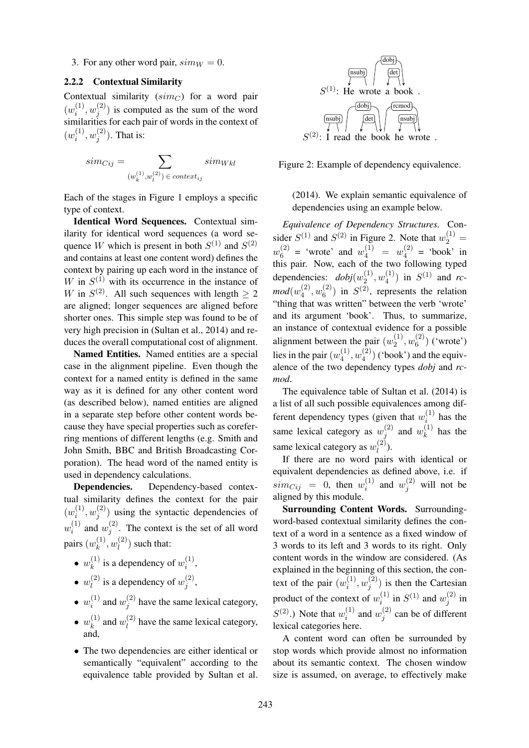3. For any other word pair, $sim_W = 0$.

### 2.2.2 Contextual Similarity

Contextual similarity ($sim_C$) for a word pair $(w_i^{(1)}, w_j^{(2)})$ is computed as the sum of the word similarities for each pair of words in the context of $(w_i^{(1)}, w_j^{(2)})$. That is:

$$sim_{Cij} = \sum_{(w_k^{(1)}, w_l^{(2)}) \in context_{ij}} sim_{Wkl}$$

Each of the stages in Figure 1 employs a specific type of context.

**Identical Word Sequences.** Contextual similarity for identical word sequences (a word sequence $W$ which is present in both $S^{(1)}$ and $S^{(2)}$ and contains at least one content word) defines the context by pairing up each word in the instance of $W$ in $S^{(1)}$ with its occurrence in the instance of $W$ in $S^{(2)}$. All such sequences with length $\geq 2$ are aligned; longer sequences are aligned before shorter ones. This simple step was found to be of very high precision in (Sultan et al., 2014) and reduces the overall computational cost of alignment.

**Named Entities.** Named entities are a special case in the alignment pipeline. Even though the context for a named entity is defined in the same way as it is defined for any other content word (as described below), named entities are aligned in a separate step before other content words because they have special properties such as coreferring mentions of different lengths (e.g. Smith and John Smith, BBC and British Broadcasting Corporation). The head word of the named entity is used in dependency calculations.

**Dependencies.** Dependency-based contextual similarity defines the context for the pair $(w_i^{(1)}, w_j^{(2)})$ using the syntactic dependencies of $w_i^{(1)}$ and $w_j^{(2)}$. The context is the set of all word pairs $(w_k^{(1)}, w_l^{(2)})$ such that:

- $w_k^{(1)}$ is a dependency of $w_i^{(1)}$,
- $w_l^{(2)}$ is a dependency of $w_j^{(2)}$,
- $w_i^{(1)}$ and $w_j^{(2)}$ have the same lexical category,
- $w_k^{(1)}$ and $w_l^{(2)}$ have the same lexical category, and,
- The two dependencies are either identical or semantically "equivalent" according to the equivalence table provided by Sultan et al. (2014). We explain semantic equivalence of dependencies using an example below.

$S^{(1)}$: He wrote a book . (nsubj, dobj, det)

$S^{(2)}$: I read the book he wrote . (nsubj, dobj, det, rcmod, nsubj)

Figure 2: Example of dependency equivalence.

*Equivalence of Dependency Structures.* Consider $S^{(1)}$ and $S^{(2)}$ in Figure 2. Note that $w_2^{(1)} = w_6^{(2)}$ = 'wrote' and $w_4^{(1)} = w_4^{(2)}$ = 'book' in this pair. Now, each of the two following typed dependencies: *dobj*$(w_2^{(1)}, w_4^{(1)})$ in $S^{(1)}$ and *rcmod*$(w_4^{(2)}, w_6^{(2)})$ in $S^{(2)}$, represents the relation "thing that was written" between the verb 'wrote' and its argument 'book'. Thus, to summarize, an instance of contextual evidence for a possible alignment between the pair $(w_2^{(1)}, w_6^{(2)})$ ('wrote') lies in the pair $(w_4^{(1)}, w_4^{(2)})$ ('book') and the equivalence of the two dependency types *dobj* and *rcmod*.

The equivalence table of Sultan et al. (2014) is a list of all such possible equivalences among different dependency types (given that $w_i^{(1)}$ has the same lexical category as $w_j^{(2)}$ and $w_k^{(1)}$ has the same lexical category as $w_l^{(2)}$).

If there are no word pairs with identical or equivalent dependencies as defined above, i.e. if $sim_{Cij} = 0$, then $w_i^{(1)}$ and $w_j^{(2)}$ will not be aligned by this module.

**Surrounding Content Words.** Surrounding-word-based contextual similarity defines the context of a word in a sentence as a fixed window of 3 words to its left and 3 words to its right. Only content words in the window are considered. (As explained in the beginning of this section, the context of the pair $(w_i^{(1)}, w_j^{(2)})$ is then the Cartesian product of the context of $w_i^{(1)}$ in $S^{(1)}$ and $w_j^{(2)}$ in $S^{(2)}$.) Note that $w_i^{(1)}$ and $w_j^{(2)}$ can be of different lexical categories here.

A content word can often be surrounded by stop words which provide almost no information about its semantic context. The chosen window size is assumed, on average, to effectively make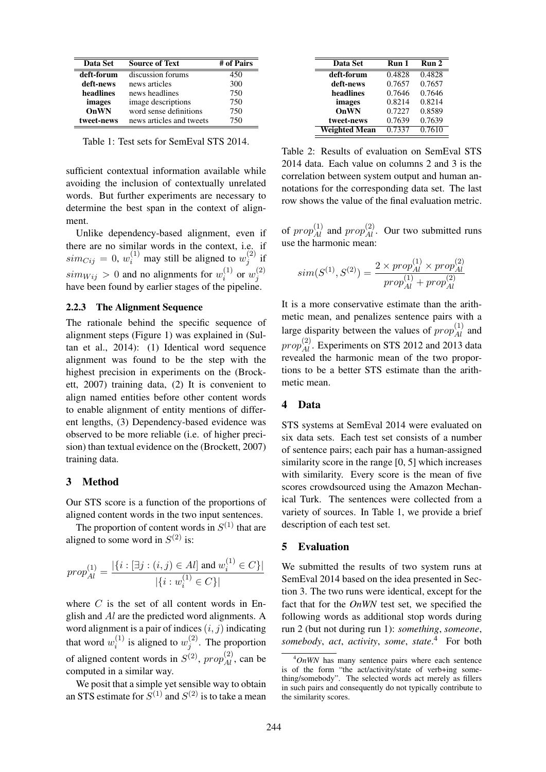| Data Set | Source of Text | # of Pairs |
|---|---|---|
| **deft-forum** | discussion forums | 450 |
| **deft-news** | news articles | 300 |
| **headlines** | news headlines | 750 |
| **images** | image descriptions | 750 |
| **OnWN** | word sense definitions | 750 |
| **tweet-news** | news articles and tweets | 750 |

Table 1: Test sets for SemEval STS 2014.

sufficient contextual information available while avoiding the inclusion of contextually unrelated words. But further experiments are necessary to determine the best span in the context of alignment.

Unlike dependency-based alignment, even if there are no similar words in the context, i.e. if $sim_{Cij} = 0$, $w_i^{(1)}$ may still be aligned to $w_j^{(2)}$ if $sim_{Wij} > 0$ and no alignments for $w_i^{(1)}$ or $w_j^{(2)}$ have been found by earlier stages of the pipeline.

### 2.2.3 The Alignment Sequence

The rationale behind the specific sequence of alignment steps (Figure 1) was explained in (Sultan et al., 2014): (1) Identical word sequence alignment was found to be the step with the highest precision in experiments on the (Brockett, 2007) training data, (2) It is convenient to align named entities before other content words to enable alignment of entity mentions of different lengths, (3) Dependency-based evidence was observed to be more reliable (i.e. of higher precision) than textual evidence on the (Brockett, 2007) training data.

## 3 Method

Our STS score is a function of the proportions of aligned content words in the two input sentences.

The proportion of content words in $S^{(1)}$ that are aligned to some word in $S^{(2)}$ is:

$$prop_{Al}^{(1)} = \frac{|\{i : [\exists j : (i, j) \in Al] \text{ and } w_i^{(1)} \in C\}|}{|\{i : w_i^{(1)} \in C\}|}$$

where $C$ is the set of all content words in English and $Al$ are the predicted word alignments. A word alignment is a pair of indices $(i, j)$ indicating that word $w_i^{(1)}$ is aligned to $w_j^{(2)}$. The proportion of aligned content words in $S^{(2)}$, $prop_{Al}^{(2)}$, can be computed in a similar way.

We posit that a simple yet sensible way to obtain an STS estimate for $S^{(1)}$ and $S^{(2)}$ is to take a mean of $prop_{Al}^{(1)}$ and $prop_{Al}^{(2)}$. Our two submitted runs use the harmonic mean:

$$sim(S^{(1)}, S^{(2)}) = \frac{2 \times prop_{Al}^{(1)} \times prop_{Al}^{(2)}}{prop_{Al}^{(1)} + prop_{Al}^{(2)}}$$

It is a more conservative estimate than the arithmetic mean, and penalizes sentence pairs with a large disparity between the values of $prop_{Al}^{(1)}$ and $prop_{Al}^{(2)}$. Experiments on STS 2012 and 2013 data revealed the harmonic mean of the two proportions to be a better STS estimate than the arithmetic mean.

| Data Set | Run 1 | Run 2 |
|---|---|---|
| **deft-forum** | 0.4828 | 0.4828 |
| **deft-news** | 0.7657 | 0.7657 |
| **headlines** | 0.7646 | 0.7646 |
| **images** | 0.8214 | 0.8214 |
| **OnWN** | 0.7227 | 0.8589 |
| **tweet-news** | 0.7639 | 0.7639 |
| **Weighted Mean** | 0.7337 | 0.7610 |

Table 2: Results of evaluation on SemEval STS 2014 data. Each value on columns 2 and 3 is the correlation between system output and human annotations for the corresponding data set. The last row shows the value of the final evaluation metric.

## 4 Data

STS systems at SemEval 2014 were evaluated on six data sets. Each test set consists of a number of sentence pairs; each pair has a human-assigned similarity score in the range [0, 5] which increases with similarity. Every score is the mean of five scores crowdsourced using the Amazon Mechanical Turk. The sentences were collected from a variety of sources. In Table 1, we provide a brief description of each test set.

## 5 Evaluation

We submitted the results of two system runs at SemEval 2014 based on the idea presented in Section 3. The two runs were identical, except for the fact that for the *OnWN* test set, we specified the following words as additional stop words during run 2 (but not during run 1): *something*, *someone*, *somebody*, *act*, *activity*, *some*, *state*.[4] For both

[4] *OnWN* has many sentence pairs where each sentence is of the form "the act/activity/state of verb+ing something/somebody". The selected words act merely as fillers in such pairs and consequently do not typically contribute to the similarity scores.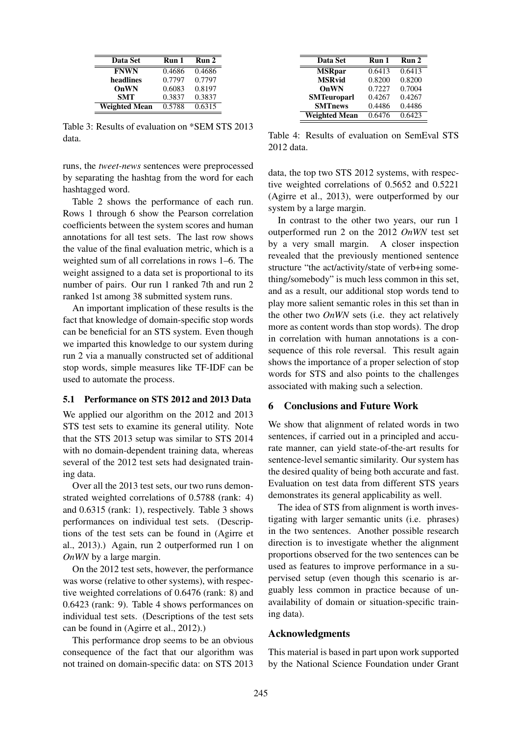| Data Set | Run 1 | Run 2 |
| --- | --- | --- |
| FNWN | 0.4686 | 0.4686 |
| headlines | 0.7797 | 0.7797 |
| OnWN | 0.6083 | 0.8197 |
| SMT | 0.3837 | 0.3837 |
| Weighted Mean | 0.5788 | 0.6315 |

Table 3: Results of evaluation on *SEM STS 2013 data.

runs, the *tweet-news* sentences were preprocessed by separating the hashtag from the word for each hashtagged word.

Table 2 shows the performance of each run. Rows 1 through 6 show the Pearson correlation coefficients between the system scores and human annotations for all test sets. The last row shows the value of the final evaluation metric, which is a weighted sum of all correlations in rows 1–6. The weight assigned to a data set is proportional to its number of pairs. Our run 1 ranked 7th and run 2 ranked 1st among 38 submitted system runs.

An important implication of these results is the fact that knowledge of domain-specific stop words can be beneficial for an STS system. Even though we imparted this knowledge to our system during run 2 via a manually constructed set of additional stop words, simple measures like TF-IDF can be used to automate the process.

### 5.1 Performance on STS 2012 and 2013 Data

We applied our algorithm on the 2012 and 2013 STS test sets to examine its general utility. Note that the STS 2013 setup was similar to STS 2014 with no domain-dependent training data, whereas several of the 2012 test sets had designated training data.

Over all the 2013 test sets, our two runs demonstrated weighted correlations of 0.5788 (rank: 4) and 0.6315 (rank: 1), respectively. Table 3 shows performances on individual test sets. (Descriptions of the test sets can be found in (Agirre et al., 2013).) Again, run 2 outperformed run 1 on *OnWN* by a large margin.

On the 2012 test sets, however, the performance was worse (relative to other systems), with respective weighted correlations of 0.6476 (rank: 8) and 0.6423 (rank: 9). Table 4 shows performances on individual test sets. (Descriptions of the test sets can be found in (Agirre et al., 2012).)

This performance drop seems to be an obvious consequence of the fact that our algorithm was not trained on domain-specific data: on STS 2013 data, the top two STS 2012 systems, with respective weighted correlations of 0.5652 and 0.5221 (Agirre et al., 2013), were outperformed by our system by a large margin.

| Data Set | Run 1 | Run 2 |
| --- | --- | --- |
| MSRpar | 0.6413 | 0.6413 |
| MSRvid | 0.8200 | 0.8200 |
| OnWN | 0.7227 | 0.7004 |
| SMTeuroparl | 0.4267 | 0.4267 |
| SMTnews | 0.4486 | 0.4486 |
| Weighted Mean | 0.6476 | 0.6423 |

Table 4: Results of evaluation on SemEval STS 2012 data.

In contrast to the other two years, our run 1 outperformed run 2 on the 2012 *OnWN* test set by a very small margin. A closer inspection revealed that the previously mentioned sentence structure "the act/activity/state of verb+ing something/somebody" is much less common in this set, and as a result, our additional stop words tend to play more salient semantic roles in this set than in the other two *OnWN* sets (i.e. they act relatively more as content words than stop words). The drop in correlation with human annotations is a consequence of this role reversal. This result again shows the importance of a proper selection of stop words for STS and also points to the challenges associated with making such a selection.

## 6 Conclusions and Future Work

We show that alignment of related words in two sentences, if carried out in a principled and accurate manner, can yield state-of-the-art results for sentence-level semantic similarity. Our system has the desired quality of being both accurate and fast. Evaluation on test data from different STS years demonstrates its general applicability as well.

The idea of STS from alignment is worth investigating with larger semantic units (i.e. phrases) in the two sentences. Another possible research direction is to investigate whether the alignment proportions observed for the two sentences can be used as features to improve performance in a supervised setup (even though this scenario is arguably less common in practice because of unavailability of domain or situation-specific training data).

## Acknowledgments

This material is based in part upon work supported by the National Science Foundation under Grant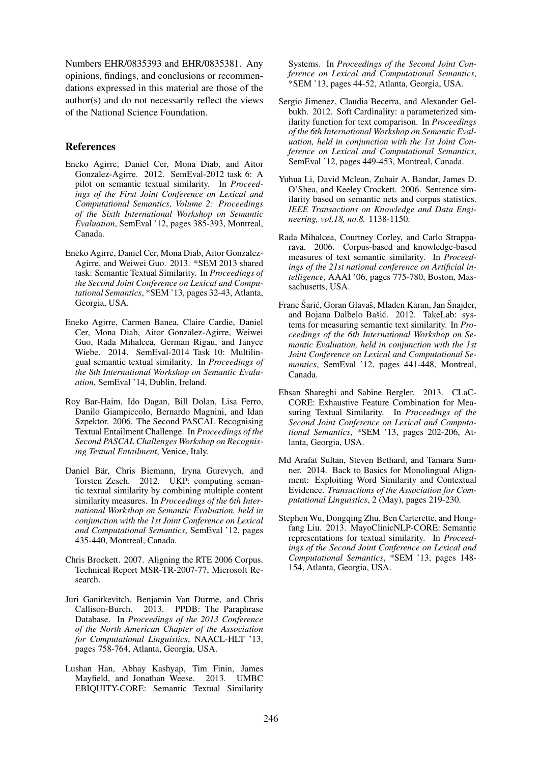Numbers EHR/0835393 and EHR/0835381. Any opinions, findings, and conclusions or recommendations expressed in this material are those of the author(s) and do not necessarily reflect the views of the National Science Foundation.

## References

Eneko Agirre, Daniel Cer, Mona Diab, and Aitor Gonzalez-Agirre. 2012. SemEval-2012 task 6: A pilot on semantic textual similarity. In *Proceedings of the First Joint Conference on Lexical and Computational Semantics, Volume 2: Proceedings of the Sixth International Workshop on Semantic Evaluation*, SemEval '12, pages 385-393, Montreal, Canada.

Eneko Agirre, Daniel Cer, Mona Diab, Aitor Gonzalez-Agirre, and Weiwei Guo. 2013. *SEM 2013 shared task: Semantic Textual Similarity. In *Proceedings of the Second Joint Conference on Lexical and Computational Semantics*, *SEM '13, pages 32-43, Atlanta, Georgia, USA.

Eneko Agirre, Carmen Banea, Claire Cardie, Daniel Cer, Mona Diab, Aitor Gonzalez-Agirre, Weiwei Guo, Rada Mihalcea, German Rigau, and Janyce Wiebe. 2014. SemEval-2014 Task 10: Multilingual semantic textual similarity. In *Proceedings of the 8th International Workshop on Semantic Evaluation*, SemEval '14, Dublin, Ireland.

Roy Bar-Haim, Ido Dagan, Bill Dolan, Lisa Ferro, Danilo Giampiccolo, Bernardo Magnini, and Idan Szpektor. 2006. The Second PASCAL Recognising Textual Entailment Challenge. In *Proceedings of the Second PASCAL Challenges Workshop on Recognising Textual Entailment*, Venice, Italy.

Daniel Bär, Chris Biemann, Iryna Gurevych, and Torsten Zesch. 2012. UKP: computing semantic textual similarity by combining multiple content similarity measures. In *Proceedings of the 6th International Workshop on Semantic Evaluation, held in conjunction with the 1st Joint Conference on Lexical and Computational Semantics*, SemEval '12, pages 435-440, Montreal, Canada.

Chris Brockett. 2007. Aligning the RTE 2006 Corpus. Technical Report MSR-TR-2007-77, Microsoft Research.

Juri Ganitkevitch, Benjamin Van Durme, and Chris Callison-Burch. 2013. PPDB: The Paraphrase Database. In *Proceedings of the 2013 Conference of the North American Chapter of the Association for Computational Linguistics*, NAACL-HLT '13, pages 758-764, Atlanta, Georgia, USA.

Lushan Han, Abhay Kashyap, Tim Finin, James Mayfield, and Jonathan Weese. 2013. UMBC EBIQUITY-CORE: Semantic Textual Similarity Systems. In *Proceedings of the Second Joint Conference on Lexical and Computational Semantics*, *SEM '13, pages 44-52, Atlanta, Georgia, USA.

Sergio Jimenez, Claudia Becerra, and Alexander Gelbukh. 2012. Soft Cardinality: a parameterized similarity function for text comparison. In *Proceedings of the 6th International Workshop on Semantic Evaluation, held in conjunction with the 1st Joint Conference on Lexical and Computational Semantics*, SemEval '12, pages 449-453, Montreal, Canada.

Yuhua Li, David Mclean, Zuhair A. Bandar, James D. O'Shea, and Keeley Crockett. 2006. Sentence similarity based on semantic nets and corpus statistics. *IEEE Transactions on Knowledge and Data Engineering, vol.18, no.8.* 1138-1150.

Rada Mihalcea, Courtney Corley, and Carlo Strapparava. 2006. Corpus-based and knowledge-based measures of text semantic similarity. In *Proceedings of the 21st national conference on Artificial intelligence*, AAAI '06, pages 775-780, Boston, Massachusetts, USA.

Frane Šarić, Goran Glavaš, Mladen Karan, Jan Šnajder, and Bojana Dalbelo Bašić. 2012. TakeLab: systems for measuring semantic text similarity. In *Proceedings of the 6th International Workshop on Semantic Evaluation, held in conjunction with the 1st Joint Conference on Lexical and Computational Semantics*, SemEval '12, pages 441-448, Montreal, Canada.

Ehsan Shareghi and Sabine Bergler. 2013. CLaC-CORE: Exhaustive Feature Combination for Measuring Textual Similarity. In *Proceedings of the Second Joint Conference on Lexical and Computational Semantics*, *SEM '13, pages 202-206, Atlanta, Georgia, USA.

Md Arafat Sultan, Steven Bethard, and Tamara Sumner. 2014. Back to Basics for Monolingual Alignment: Exploiting Word Similarity and Contextual Evidence. *Transactions of the Association for Computational Linguistics*, 2 (May), pages 219-230.

Stephen Wu, Dongqing Zhu, Ben Carterette, and Hongfang Liu. 2013. MayoClinicNLP-CORE: Semantic representations for textual similarity. In *Proceedings of the Second Joint Conference on Lexical and Computational Semantics*, *SEM '13, pages 148-154, Atlanta, Georgia, USA.